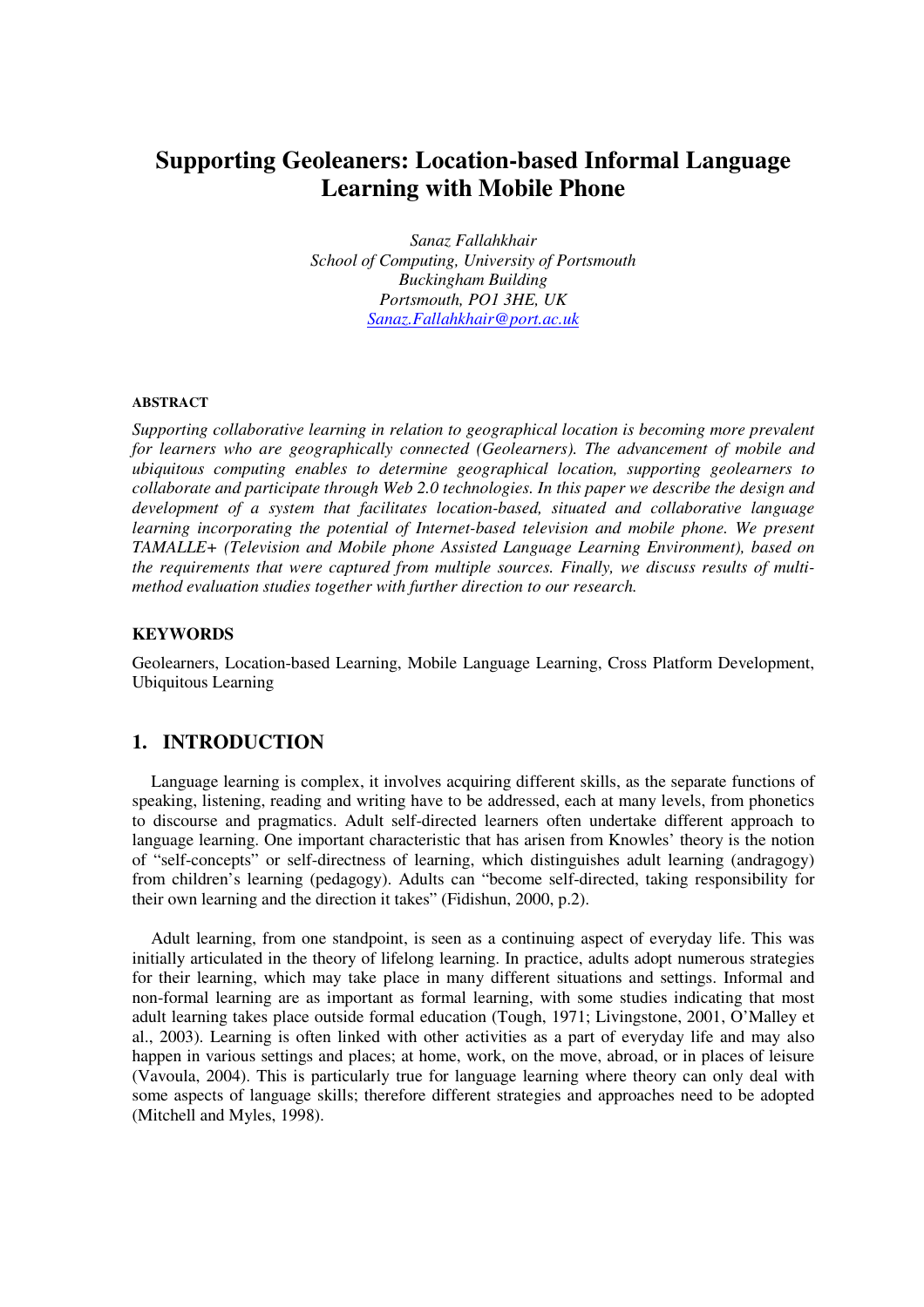# Supporting Geoleaners: Location-based Informal Language Learning with Mobile Phone

*Sanaz Fallahkhair*
*School of Computing, University of Portsmouth*
*Buckingham Building*
*Portsmouth, PO1 3HE, UK*
*Sanaz.Fallahkhair@port.ac.uk*

#### ABSTRACT

*Supporting collaborative learning in relation to geographical location is becoming more prevalent for learners who are geographically connected (Geolearners). The advancement of mobile and ubiquitous computing enables to determine geographical location, supporting geolearners to collaborate and participate through Web 2.0 technologies. In this paper we describe the design and development of a system that facilitates location-based, situated and collaborative language learning incorporating the potential of Internet-based television and mobile phone. We present TAMALLE+ (Television and Mobile phone Assisted Language Learning Environment), based on the requirements that were captured from multiple sources. Finally, we discuss results of multi-method evaluation studies together with further direction to our research.*

#### KEYWORDS

Geolearners, Location-based Learning, Mobile Language Learning, Cross Platform Development, Ubiquitous Learning

## 1. INTRODUCTION

Language learning is complex, it involves acquiring different skills, as the separate functions of speaking, listening, reading and writing have to be addressed, each at many levels, from phonetics to discourse and pragmatics. Adult self-directed learners often undertake different approach to language learning. One important characteristic that has arisen from Knowles' theory is the notion of "self-concepts" or self-directness of learning, which distinguishes adult learning (andragogy) from children's learning (pedagogy). Adults can "become self-directed, taking responsibility for their own learning and the direction it takes" (Fidishun, 2000, p.2).

Adult learning, from one standpoint, is seen as a continuing aspect of everyday life. This was initially articulated in the theory of lifelong learning. In practice, adults adopt numerous strategies for their learning, which may take place in many different situations and settings. Informal and non-formal learning are as important as formal learning, with some studies indicating that most adult learning takes place outside formal education (Tough, 1971; Livingstone, 2001, O'Malley et al., 2003). Learning is often linked with other activities as a part of everyday life and may also happen in various settings and places; at home, work, on the move, abroad, or in places of leisure (Vavoula, 2004). This is particularly true for language learning where theory can only deal with some aspects of language skills; therefore different strategies and approaches need to be adopted (Mitchell and Myles, 1998).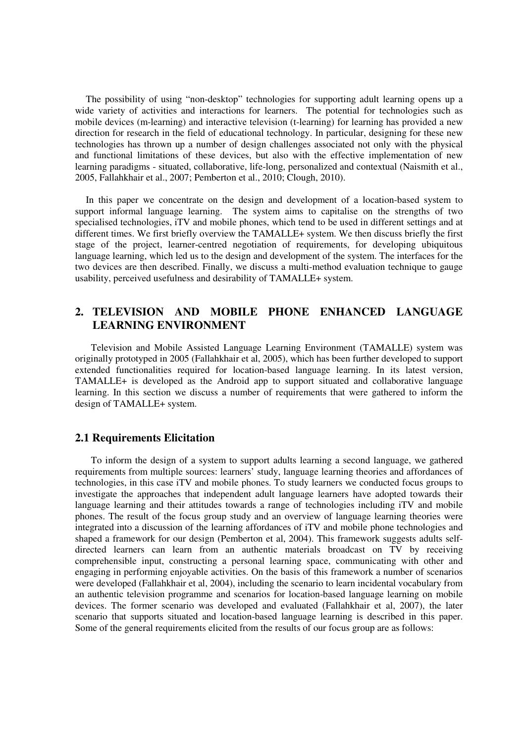The possibility of using "non-desktop" technologies for supporting adult learning opens up a wide variety of activities and interactions for learners. The potential for technologies such as mobile devices (m-learning) and interactive television (t-learning) for learning has provided a new direction for research in the field of educational technology. In particular, designing for these new technologies has thrown up a number of design challenges associated not only with the physical and functional limitations of these devices, but also with the effective implementation of new learning paradigms - situated, collaborative, life-long, personalized and contextual (Naismith et al., 2005, Fallahkhair et al., 2007; Pemberton et al., 2010; Clough, 2010).

In this paper we concentrate on the design and development of a location-based system to support informal language learning. The system aims to capitalise on the strengths of two specialised technologies, iTV and mobile phones, which tend to be used in different settings and at different times. We first briefly overview the TAMALLE+ system. We then discuss briefly the first stage of the project, learner-centred negotiation of requirements, for developing ubiquitous language learning, which led us to the design and development of the system. The interfaces for the two devices are then described. Finally, we discuss a multi-method evaluation technique to gauge usability, perceived usefulness and desirability of TAMALLE+ system.

## 2. TELEVISION AND MOBILE PHONE ENHANCED LANGUAGE LEARNING ENVIRONMENT

Television and Mobile Assisted Language Learning Environment (TAMALLE) system was originally prototyped in 2005 (Fallahkhair et al, 2005), which has been further developed to support extended functionalities required for location-based language learning. In its latest version, TAMALLE+ is developed as the Android app to support situated and collaborative language learning. In this section we discuss a number of requirements that were gathered to inform the design of TAMALLE+ system.

### 2.1 Requirements Elicitation

To inform the design of a system to support adults learning a second language, we gathered requirements from multiple sources: learners' study, language learning theories and affordances of technologies, in this case iTV and mobile phones. To study learners we conducted focus groups to investigate the approaches that independent adult language learners have adopted towards their language learning and their attitudes towards a range of technologies including iTV and mobile phones. The result of the focus group study and an overview of language learning theories were integrated into a discussion of the learning affordances of iTV and mobile phone technologies and shaped a framework for our design (Pemberton et al, 2004). This framework suggests adults self-directed learners can learn from an authentic materials broadcast on TV by receiving comprehensible input, constructing a personal learning space, communicating with other and engaging in performing enjoyable activities. On the basis of this framework a number of scenarios were developed (Fallahkhair et al, 2004), including the scenario to learn incidental vocabulary from an authentic television programme and scenarios for location-based language learning on mobile devices. The former scenario was developed and evaluated (Fallahkhair et al, 2007), the later scenario that supports situated and location-based language learning is described in this paper. Some of the general requirements elicited from the results of our focus group are as follows: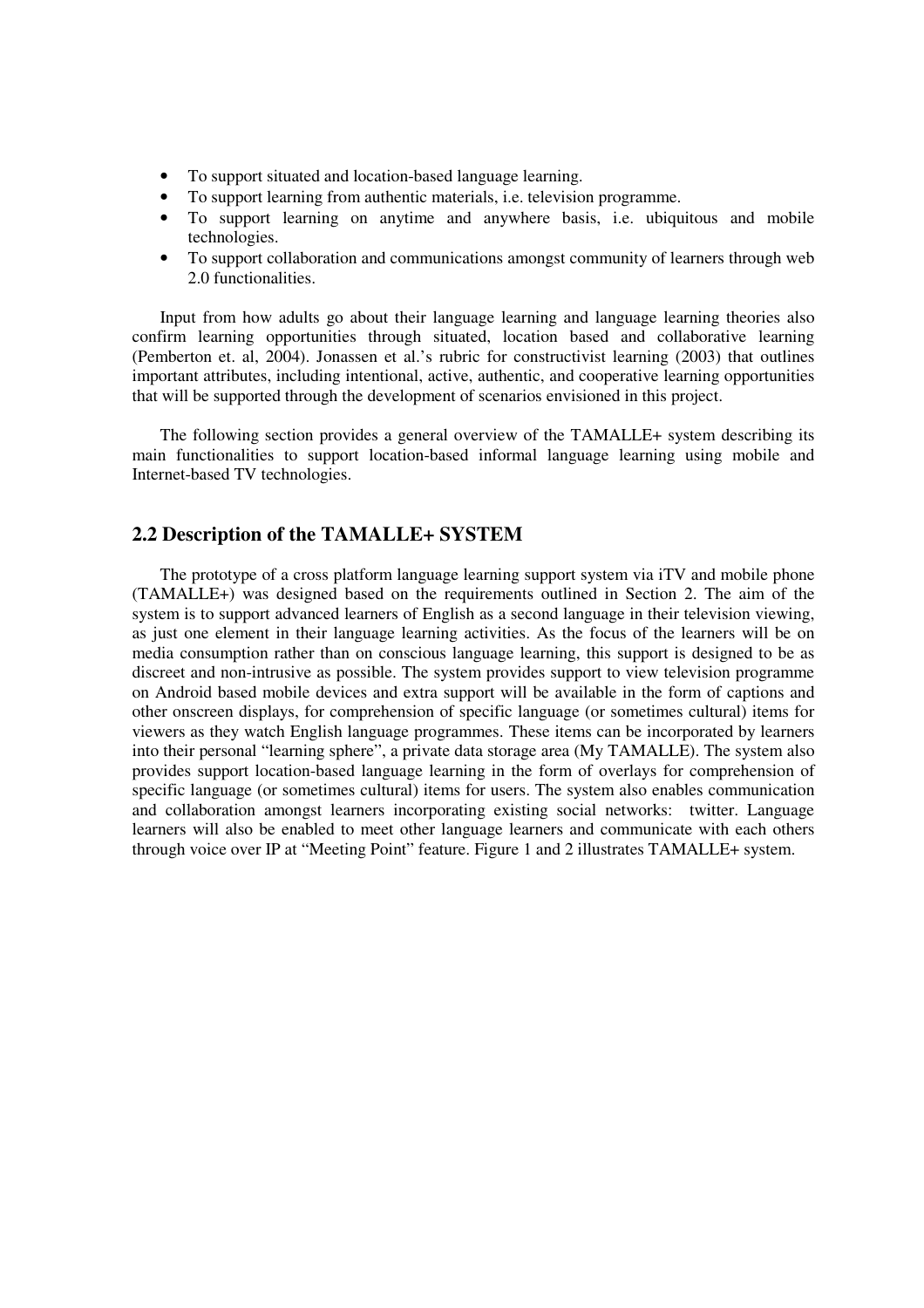- To support situated and location-based language learning.
- To support learning from authentic materials, i.e. television programme.
- To support learning on anytime and anywhere basis, i.e. ubiquitous and mobile technologies.
- To support collaboration and communications amongst community of learners through web 2.0 functionalities.

Input from how adults go about their language learning and language learning theories also confirm learning opportunities through situated, location based and collaborative learning (Pemberton et. al, 2004). Jonassen et al.'s rubric for constructivist learning (2003) that outlines important attributes, including intentional, active, authentic, and cooperative learning opportunities that will be supported through the development of scenarios envisioned in this project.

The following section provides a general overview of the TAMALLE+ system describing its main functionalities to support location-based informal language learning using mobile and Internet-based TV technologies.

## 2.2 Description of the TAMALLE+ SYSTEM

The prototype of a cross platform language learning support system via iTV and mobile phone (TAMALLE+) was designed based on the requirements outlined in Section 2. The aim of the system is to support advanced learners of English as a second language in their television viewing, as just one element in their language learning activities. As the focus of the learners will be on media consumption rather than on conscious language learning, this support is designed to be as discreet and non-intrusive as possible. The system provides support to view television programme on Android based mobile devices and extra support will be available in the form of captions and other onscreen displays, for comprehension of specific language (or sometimes cultural) items for viewers as they watch English language programmes. These items can be incorporated by learners into their personal "learning sphere", a private data storage area (My TAMALLE). The system also provides support location-based language learning in the form of overlays for comprehension of specific language (or sometimes cultural) items for users. The system also enables communication and collaboration amongst learners incorporating existing social networks: twitter. Language learners will also be enabled to meet other language learners and communicate with each others through voice over IP at "Meeting Point" feature. Figure 1 and 2 illustrates TAMALLE+ system.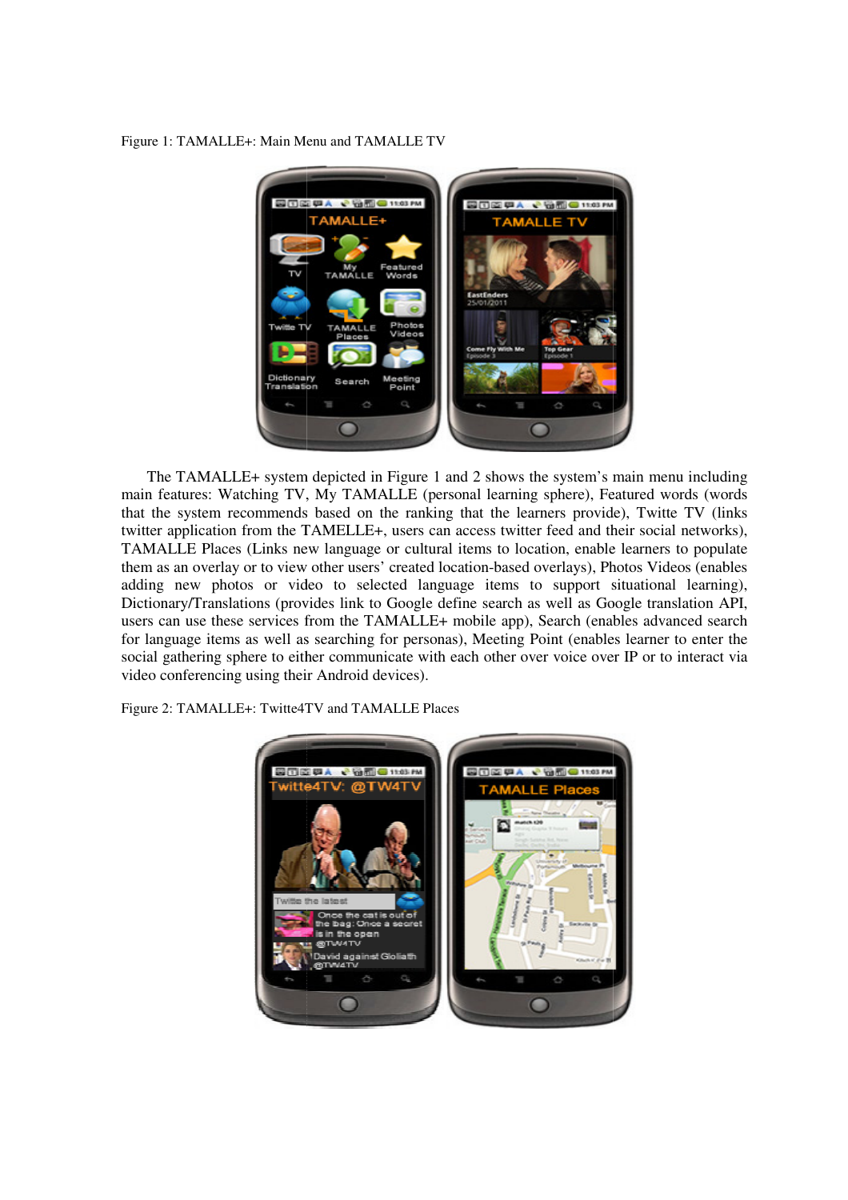Figure 1: TAMALLE+: Main Menu and TAMALLE TV

The TAMALLE+ system depicted in Figure 1 and 2 shows the system's main menu including main features: Watching TV, My TAMALLE (personal learning sphere), Featured words (words that the system recommends based on the ranking that the learners provide), Twitte TV (links twitter application from the TAMELLE+, users can access twitter feed and their social networks), TAMALLE Places (Links new language or cultural items to location, enable learners to populate them as an overlay or to view other users' created location-based overlays), Photos Videos (enables adding new photos or video to selected language items to support situational learning), Dictionary/Translations (provides link to Google define search as well as Google translation API, users can use these services from the TAMALLE+ mobile app), Search (enables advanced search for language items as well as searching for personas), Meeting Point (enables learner to enter the social gathering sphere to either communicate with each other over voice over IP or to interact via video conferencing using their Android devices).

Figure 2: TAMALLE+: Twitte4TV and TAMALLE Places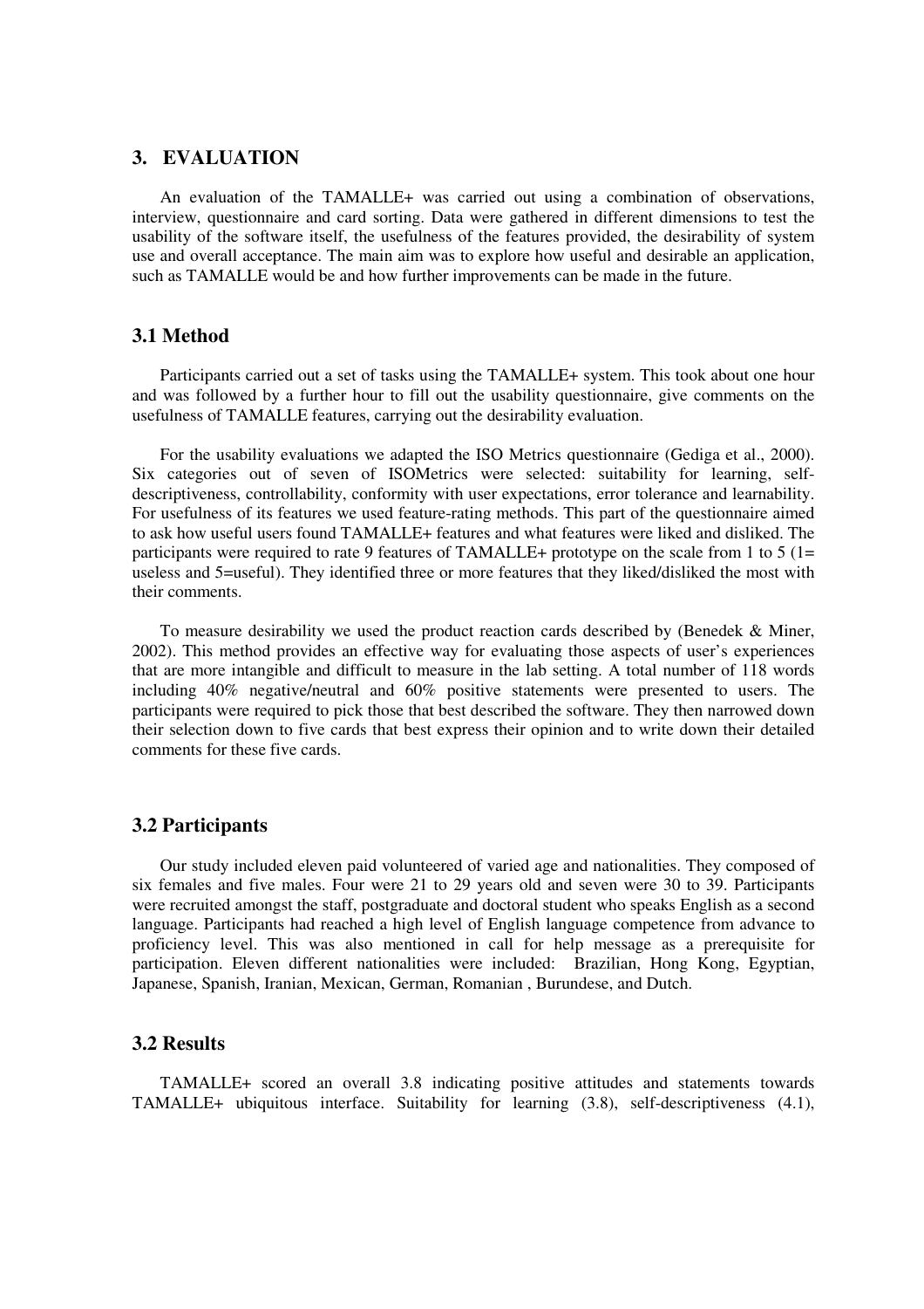## 3. EVALUATION

An evaluation of the TAMALLE+ was carried out using a combination of observations, interview, questionnaire and card sorting. Data were gathered in different dimensions to test the usability of the software itself, the usefulness of the features provided, the desirability of system use and overall acceptance. The main aim was to explore how useful and desirable an application, such as TAMALLE would be and how further improvements can be made in the future.

### 3.1 Method

Participants carried out a set of tasks using the TAMALLE+ system. This took about one hour and was followed by a further hour to fill out the usability questionnaire, give comments on the usefulness of TAMALLE features, carrying out the desirability evaluation.

For the usability evaluations we adapted the ISO Metrics questionnaire (Gediga et al., 2000). Six categories out of seven of ISOMetrics were selected: suitability for learning, self-descriptiveness, controllability, conformity with user expectations, error tolerance and learnability. For usefulness of its features we used feature-rating methods. This part of the questionnaire aimed to ask how useful users found TAMALLE+ features and what features were liked and disliked. The participants were required to rate 9 features of TAMALLE+ prototype on the scale from 1 to 5 (1= useless and 5=useful). They identified three or more features that they liked/disliked the most with their comments.

To measure desirability we used the product reaction cards described by (Benedek & Miner, 2002). This method provides an effective way for evaluating those aspects of user's experiences that are more intangible and difficult to measure in the lab setting. A total number of 118 words including 40% negative/neutral and 60% positive statements were presented to users. The participants were required to pick those that best described the software. They then narrowed down their selection down to five cards that best express their opinion and to write down their detailed comments for these five cards.

### 3.2 Participants

Our study included eleven paid volunteered of varied age and nationalities. They composed of six females and five males. Four were 21 to 29 years old and seven were 30 to 39. Participants were recruited amongst the staff, postgraduate and doctoral student who speaks English as a second language. Participants had reached a high level of English language competence from advance to proficiency level. This was also mentioned in call for help message as a prerequisite for participation. Eleven different nationalities were included: Brazilian, Hong Kong, Egyptian, Japanese, Spanish, Iranian, Mexican, German, Romanian , Burundese, and Dutch.

### 3.2 Results

TAMALLE+ scored an overall 3.8 indicating positive attitudes and statements towards TAMALLE+ ubiquitous interface. Suitability for learning (3.8), self-descriptiveness (4.1),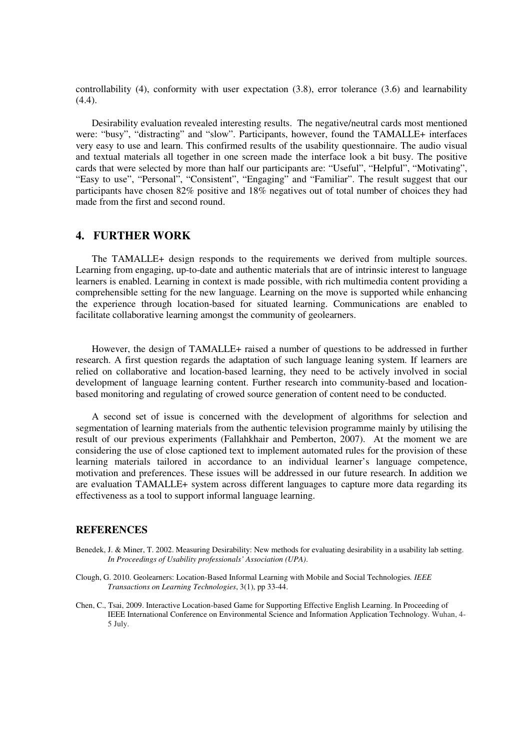controllability (4), conformity with user expectation (3.8), error tolerance (3.6) and learnability (4.4).

Desirability evaluation revealed interesting results. The negative/neutral cards most mentioned were: "busy", "distracting" and "slow". Participants, however, found the TAMALLE+ interfaces very easy to use and learn. This confirmed results of the usability questionnaire. The audio visual and textual materials all together in one screen made the interface look a bit busy. The positive cards that were selected by more than half our participants are: "Useful", "Helpful", "Motivating", "Easy to use", "Personal", "Consistent", "Engaging" and "Familiar". The result suggest that our participants have chosen 82% positive and 18% negatives out of total number of choices they had made from the first and second round.

## 4. FURTHER WORK

The TAMALLE+ design responds to the requirements we derived from multiple sources. Learning from engaging, up-to-date and authentic materials that are of intrinsic interest to language learners is enabled. Learning in context is made possible, with rich multimedia content providing a comprehensible setting for the new language. Learning on the move is supported while enhancing the experience through location-based for situated learning. Communications are enabled to facilitate collaborative learning amongst the community of geolearners.

However, the design of TAMALLE+ raised a number of questions to be addressed in further research. A first question regards the adaptation of such language leaning system. If learners are relied on collaborative and location-based learning, they need to be actively involved in social development of language learning content. Further research into community-based and location-based monitoring and regulating of crowed source generation of content need to be conducted.

A second set of issue is concerned with the development of algorithms for selection and segmentation of learning materials from the authentic television programme mainly by utilising the result of our previous experiments (Fallahkhair and Pemberton, 2007). At the moment we are considering the use of close captioned text to implement automated rules for the provision of these learning materials tailored in accordance to an individual learner's language competence, motivation and preferences. These issues will be addressed in our future research. In addition we are evaluation TAMALLE+ system across different languages to capture more data regarding its effectiveness as a tool to support informal language learning.

## REFERENCES

Benedek, J. & Miner, T. 2002. Measuring Desirability: New methods for evaluating desirability in a usability lab setting. *In Proceedings of Usability professionals' Association (UPA)*.

Clough, G. 2010. Geolearners: Location-Based Informal Learning with Mobile and Social Technologies. *IEEE Transactions on Learning Technologies*, 3(1), pp 33-44.

Chen, C., Tsai, 2009. Interactive Location-based Game for Supporting Effective English Learning. In Proceeding of IEEE International Conference on Environmental Science and Information Application Technology. Wuhan, 4-5 July.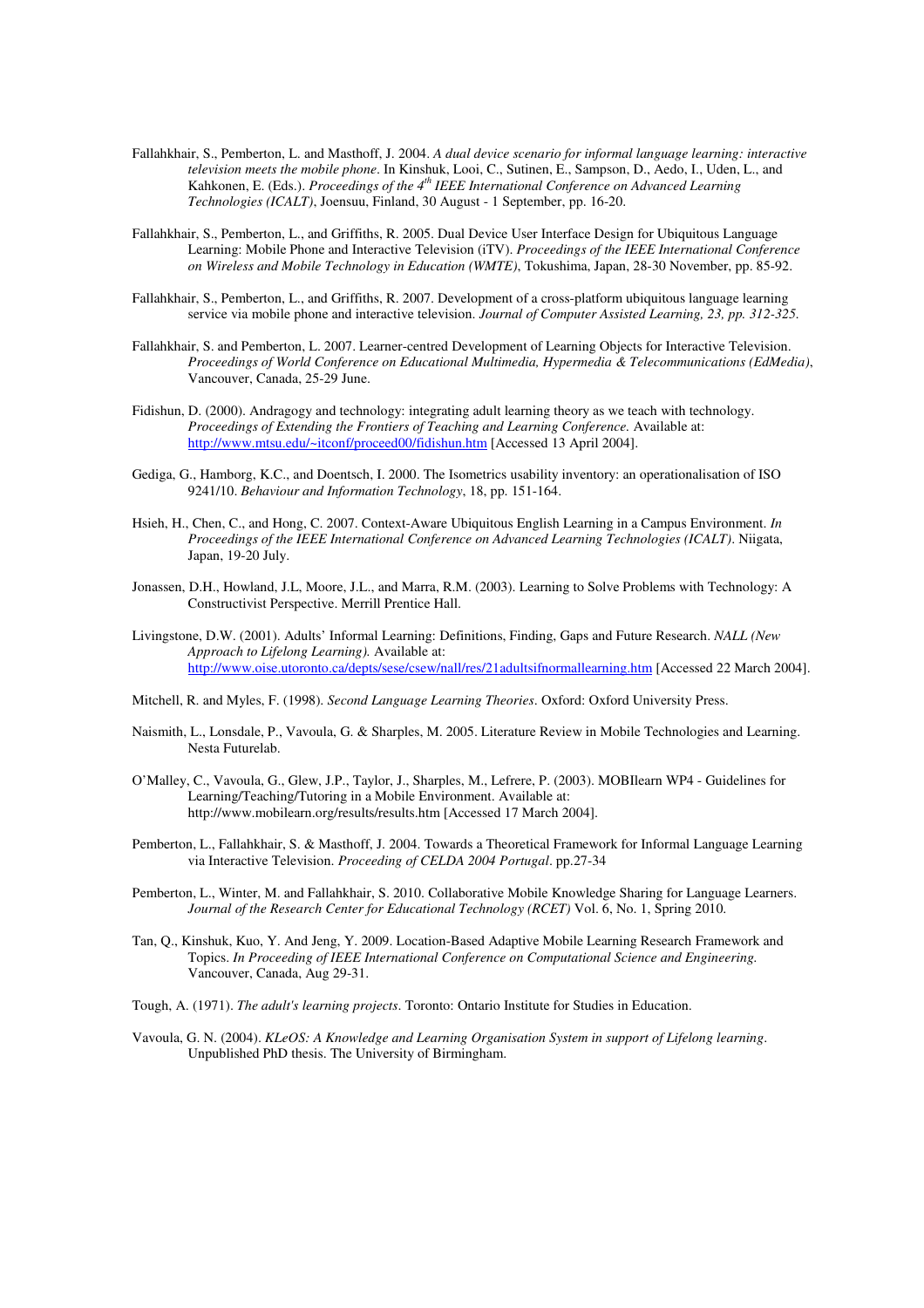Fallahkhair, S., Pemberton, L. and Masthoff, J. 2004. *A dual device scenario for informal language learning: interactive television meets the mobile phone*. In Kinshuk, Looi, C., Sutinen, E., Sampson, D., Aedo, I., Uden, L., and Kahkonen, E. (Eds.). *Proceedings of the 4th IEEE International Conference on Advanced Learning Technologies (ICALT)*, Joensuu, Finland, 30 August - 1 September, pp. 16-20.

Fallahkhair, S., Pemberton, L., and Griffiths, R. 2005. Dual Device User Interface Design for Ubiquitous Language Learning: Mobile Phone and Interactive Television (iTV). *Proceedings of the IEEE International Conference on Wireless and Mobile Technology in Education (WMTE)*, Tokushima, Japan, 28-30 November, pp. 85-92.

Fallahkhair, S., Pemberton, L., and Griffiths, R. 2007. Development of a cross-platform ubiquitous language learning service via mobile phone and interactive television. *Journal of Computer Assisted Learning, 23, pp. 312-325.*

Fallahkhair, S. and Pemberton, L. 2007. Learner-centred Development of Learning Objects for Interactive Television. *Proceedings of World Conference on Educational Multimedia, Hypermedia & Telecommunications (EdMedia)*, Vancouver, Canada, 25-29 June.

Fidishun, D. (2000). Andragogy and technology: integrating adult learning theory as we teach with technology. *Proceedings of Extending the Frontiers of Teaching and Learning Conference.* Available at: http://www.mtsu.edu/~itconf/proceed00/fidishun.htm [Accessed 13 April 2004].

Gediga, G., Hamborg, K.C., and Doentsch, I. 2000. The Isometrics usability inventory: an operationalisation of ISO 9241/10. *Behaviour and Information Technology*, 18, pp. 151-164.

Hsieh, H., Chen, C., and Hong, C. 2007. Context-Aware Ubiquitous English Learning in a Campus Environment. *In Proceedings of the IEEE International Conference on Advanced Learning Technologies (ICALT)*. Niigata, Japan, 19-20 July.

Jonassen, D.H., Howland, J.L, Moore, J.L., and Marra, R.M. (2003). Learning to Solve Problems with Technology: A Constructivist Perspective. Merrill Prentice Hall.

Livingstone, D.W. (2001). Adults' Informal Learning: Definitions, Finding, Gaps and Future Research. *NALL (New Approach to Lifelong Learning).* Available at: http://www.oise.utoronto.ca/depts/sese/csew/nall/res/21adultsifnormallearning.htm [Accessed 22 March 2004].

Mitchell, R. and Myles, F. (1998). *Second Language Learning Theories*. Oxford: Oxford University Press.

Naismith, L., Lonsdale, P., Vavoula, G. & Sharples, M. 2005. Literature Review in Mobile Technologies and Learning. Nesta Futurelab.

O'Malley, C., Vavoula, G., Glew, J.P., Taylor, J., Sharples, M., Lefrere, P. (2003). MOBIlearn WP4 - Guidelines for Learning/Teaching/Tutoring in a Mobile Environment. Available at: http://www.mobilearn.org/results/results.htm [Accessed 17 March 2004].

Pemberton, L., Fallahkhair, S. & Masthoff, J. 2004. Towards a Theoretical Framework for Informal Language Learning via Interactive Television. *Proceeding of CELDA 2004 Portugal*. pp.27-34

Pemberton, L., Winter, M. and Fallahkhair, S. 2010. Collaborative Mobile Knowledge Sharing for Language Learners. *Journal of the Research Center for Educational Technology (RCET)* Vol. 6, No. 1, Spring 2010.

Tan, Q., Kinshuk, Kuo, Y. And Jeng, Y. 2009. Location-Based Adaptive Mobile Learning Research Framework and Topics. *In Proceeding of IEEE International Conference on Computational Science and Engineering.* Vancouver, Canada, Aug 29-31.

Tough, A. (1971). *The adult's learning projects*. Toronto: Ontario Institute for Studies in Education.

Vavoula, G. N. (2004). *KLeOS: A Knowledge and Learning Organisation System in support of Lifelong learning*. Unpublished PhD thesis. The University of Birmingham.